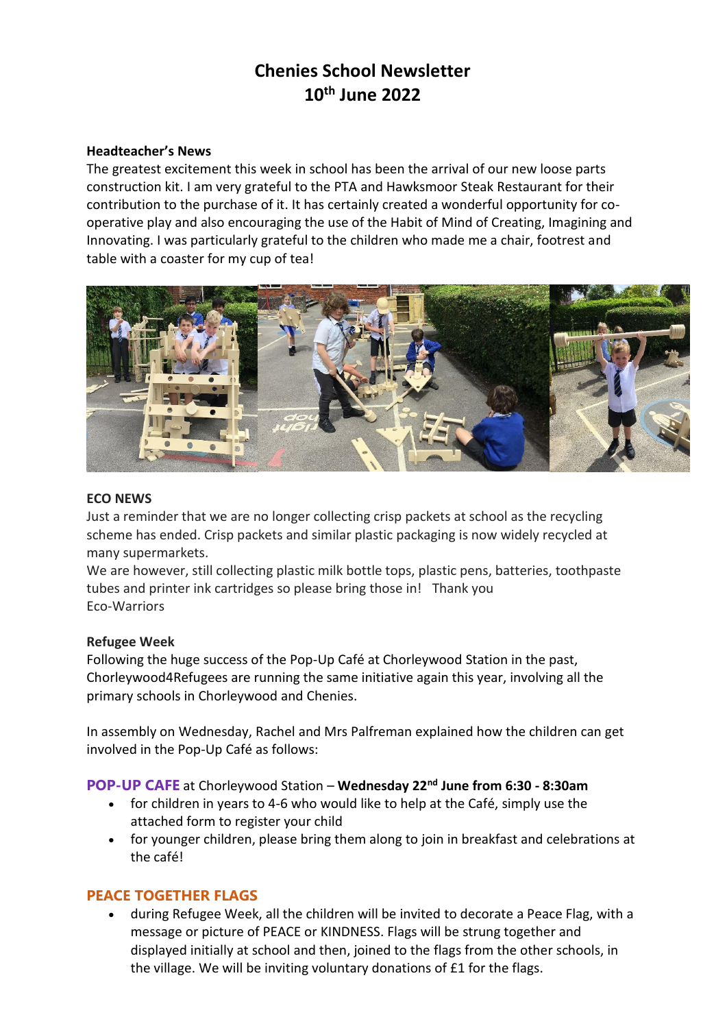# Chenies School Newsletter
# 10th June 2022

**Headteacher's News**
The greatest excitement this week in school has been the arrival of our new loose parts construction kit. I am very grateful to the PTA and Hawksmoor Steak Restaurant for their contribution to the purchase of it. It has certainly created a wonderful opportunity for co-operative play and also encouraging the use of the Habit of Mind of Creating, Imagining and Innovating. I was particularly grateful to the children who made me a chair, footrest and table with a coaster for my cup of tea!

**ECO NEWS**
Just a reminder that we are no longer collecting crisp packets at school as the recycling scheme has ended. Crisp packets and similar plastic packaging is now widely recycled at many supermarkets.
We are however, still collecting plastic milk bottle tops, plastic pens, batteries, toothpaste tubes and printer ink cartridges so please bring those in! Thank you
Eco-Warriors

**Refugee Week**
Following the huge success of the Pop-Up Café at Chorleywood Station in the past, Chorleywood4Refugees are running the same initiative again this year, involving all the primary schools in Chorleywood and Chenies.

In assembly on Wednesday, Rachel and Mrs Palfreman explained how the children can get involved in the Pop-Up Café as follows:

**POP-UP CAFE** at Chorleywood Station – **Wednesday 22nd June from 6:30 - 8:30am**

- for children in years to 4-6 who would like to help at the Café, simply use the attached form to register your child
- for younger children, please bring them along to join in breakfast and celebrations at the café!

**PEACE TOGETHER FLAGS**

- during Refugee Week, all the children will be invited to decorate a Peace Flag, with a message or picture of PEACE or KINDNESS. Flags will be strung together and displayed initially at school and then, joined to the flags from the other schools, in the village. We will be inviting voluntary donations of £1 for the flags.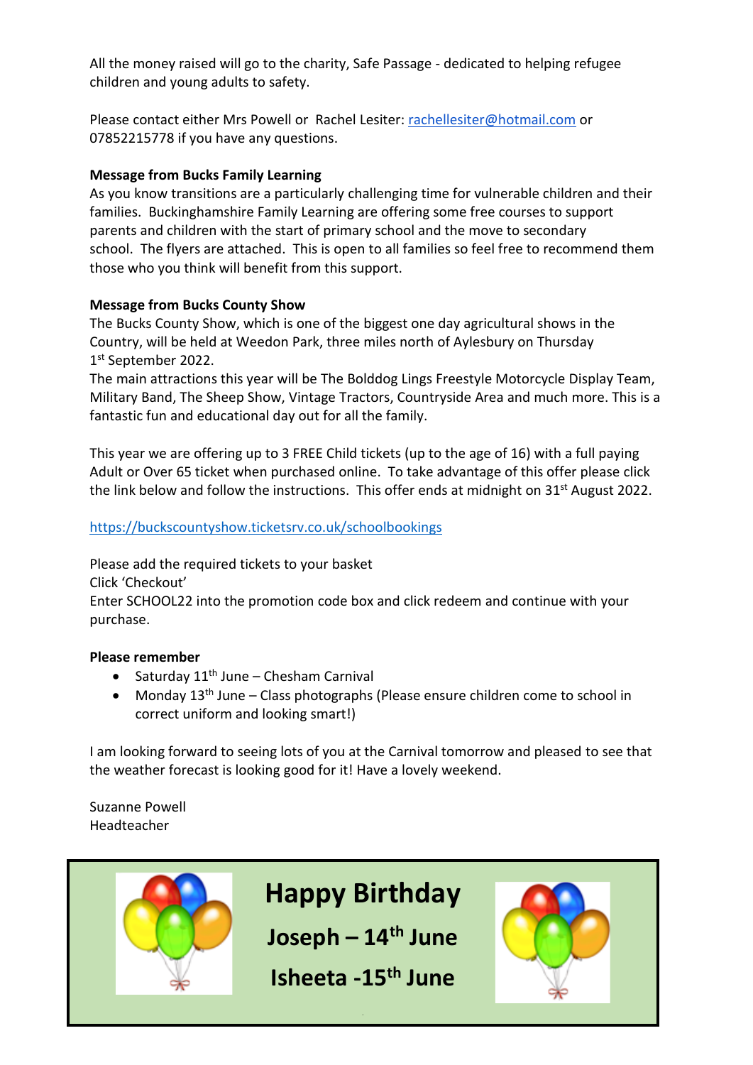All the money raised will go to the charity, Safe Passage - dedicated to helping refugee children and young adults to safety.

Please contact either Mrs Powell or Rachel Lesiter: rachellesiter@hotmail.com or 07852215778 if you have any questions.

**Message from Bucks Family Learning**

As you know transitions are a particularly challenging time for vulnerable children and their families. Buckinghamshire Family Learning are offering some free courses to support parents and children with the start of primary school and the move to secondary school. The flyers are attached. This is open to all families so feel free to recommend them those who you think will benefit from this support.

**Message from Bucks County Show**

The Bucks County Show, which is one of the biggest one day agricultural shows in the Country, will be held at Weedon Park, three miles north of Aylesbury on Thursday 1st September 2022.

The main attractions this year will be The Bolddog Lings Freestyle Motorcycle Display Team, Military Band, The Sheep Show, Vintage Tractors, Countryside Area and much more. This is a fantastic fun and educational day out for all the family.

This year we are offering up to 3 FREE Child tickets (up to the age of 16) with a full paying Adult or Over 65 ticket when purchased online. To take advantage of this offer please click the link below and follow the instructions. This offer ends at midnight on 31st August 2022.

https://buckscountyshow.ticketsrv.co.uk/schoolbookings

Please add the required tickets to your basket
Click 'Checkout'
Enter SCHOOL22 into the promotion code box and click redeem and continue with your purchase.

**Please remember**

- Saturday 11th June – Chesham Carnival
- Monday 13th June – Class photographs (Please ensure children come to school in correct uniform and looking smart!)

I am looking forward to seeing lots of you at the Carnival tomorrow and pleased to see that the weather forecast is looking good for it! Have a lovely weekend.

Suzanne Powell
Headteacher

**Happy Birthday**

**Joseph – 14th June**

**Isheeta -15th June**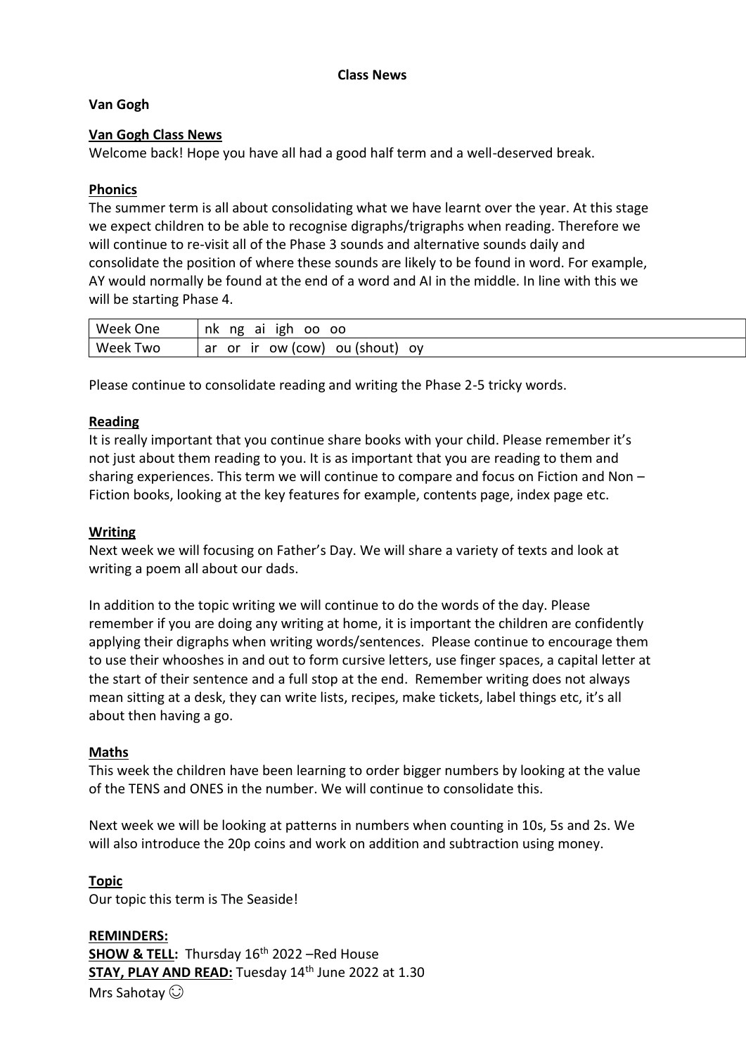**Class News**

**Van Gogh**

**Van Gogh Class News**

Welcome back! Hope you have all had a good half term and a well-deserved break.

**Phonics**

The summer term is all about consolidating what we have learnt over the year. At this stage we expect children to be able to recognise digraphs/trigraphs when reading. Therefore we will continue to re-visit all of the Phase 3 sounds and alternative sounds daily and consolidate the position of where these sounds are likely to be found in word. For example, AY would normally be found at the end of a word and AI in the middle. In line with this we will be starting Phase 4.

| Week One | nk ng ai igh oo oo |
|---|---|
| Week Two | ar or ir ow (cow) ou (shout) oy |

Please continue to consolidate reading and writing the Phase 2-5 tricky words.

**Reading**

It is really important that you continue share books with your child. Please remember it's not just about them reading to you. It is as important that you are reading to them and sharing experiences. This term we will continue to compare and focus on Fiction and Non – Fiction books, looking at the key features for example, contents page, index page etc.

**Writing**

Next week we will focusing on Father's Day. We will share a variety of texts and look at writing a poem all about our dads.

In addition to the topic writing we will continue to do the words of the day. Please remember if you are doing any writing at home, it is important the children are confidently applying their digraphs when writing words/sentences. Please continue to encourage them to use their whooshes in and out to form cursive letters, use finger spaces, a capital letter at the start of their sentence and a full stop at the end. Remember writing does not always mean sitting at a desk, they can write lists, recipes, make tickets, label things etc, it's all about then having a go.

**Maths**

This week the children have been learning to order bigger numbers by looking at the value of the TENS and ONES in the number. We will continue to consolidate this.

Next week we will be looking at patterns in numbers when counting in 10s, 5s and 2s. We will also introduce the 20p coins and work on addition and subtraction using money.

**Topic**

Our topic this term is The Seaside!

**REMINDERS:**

**SHOW & TELL:** Thursday 16th 2022 –Red House

**STAY, PLAY AND READ:** Tuesday 14th June 2022 at 1.30

Mrs Sahotay ☺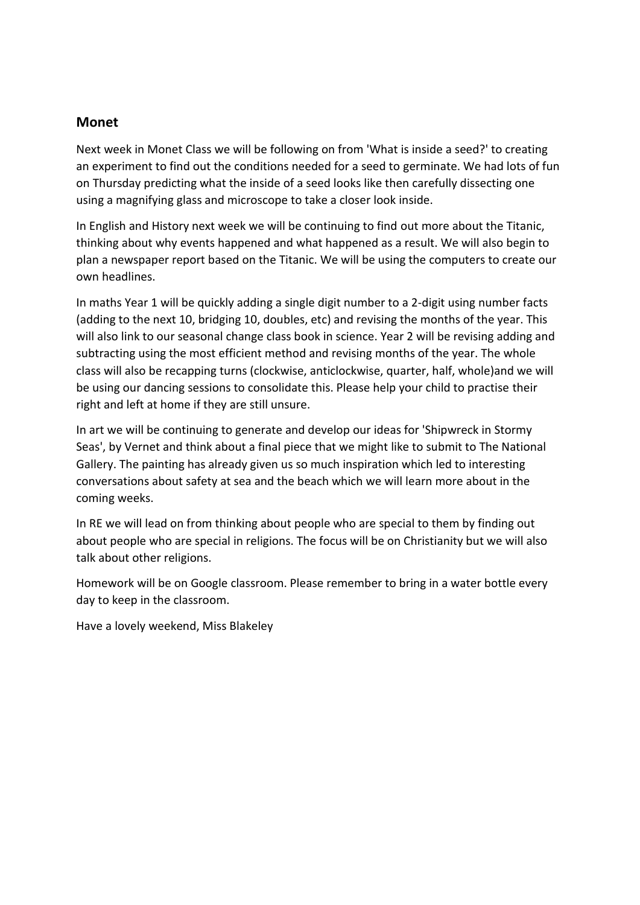## Monet

Next week in Monet Class we will be following on from 'What is inside a seed?' to creating an experiment to find out the conditions needed for a seed to germinate. We had lots of fun on Thursday predicting what the inside of a seed looks like then carefully dissecting one using a magnifying glass and microscope to take a closer look inside.

In English and History next week we will be continuing to find out more about the Titanic, thinking about why events happened and what happened as a result. We will also begin to plan a newspaper report based on the Titanic. We will be using the computers to create our own headlines.

In maths Year 1 will be quickly adding a single digit number to a 2-digit using number facts (adding to the next 10, bridging 10, doubles, etc) and revising the months of the year. This will also link to our seasonal change class book in science. Year 2 will be revising adding and subtracting using the most efficient method and revising months of the year. The whole class will also be recapping turns (clockwise, anticlockwise, quarter, half, whole)and we will be using our dancing sessions to consolidate this. Please help your child to practise their right and left at home if they are still unsure.

In art we will be continuing to generate and develop our ideas for 'Shipwreck in Stormy Seas', by Vernet and think about a final piece that we might like to submit to The National Gallery. The painting has already given us so much inspiration which led to interesting conversations about safety at sea and the beach which we will learn more about in the coming weeks.

In RE we will lead on from thinking about people who are special to them by finding out about people who are special in religions. The focus will be on Christianity but we will also talk about other religions.

Homework will be on Google classroom. Please remember to bring in a water bottle every day to keep in the classroom.

Have a lovely weekend, Miss Blakeley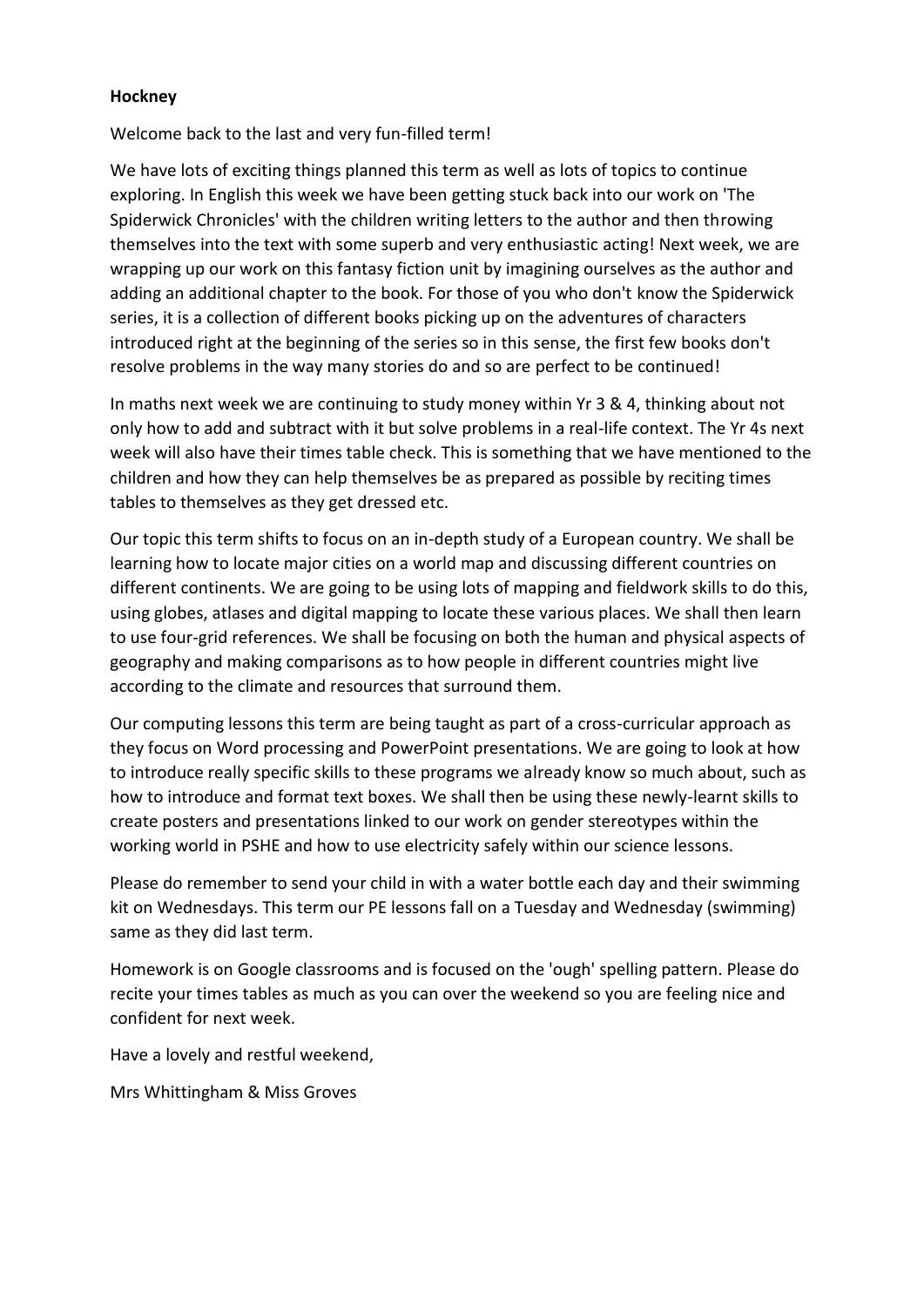**Hockney**

Welcome back to the last and very fun-filled term!

We have lots of exciting things planned this term as well as lots of topics to continue exploring. In English this week we have been getting stuck back into our work on 'The Spiderwick Chronicles' with the children writing letters to the author and then throwing themselves into the text with some superb and very enthusiastic acting! Next week, we are wrapping up our work on this fantasy fiction unit by imagining ourselves as the author and adding an additional chapter to the book. For those of you who don't know the Spiderwick series, it is a collection of different books picking up on the adventures of characters introduced right at the beginning of the series so in this sense, the first few books don't resolve problems in the way many stories do and so are perfect to be continued!

In maths next week we are continuing to study money within Yr 3 & 4, thinking about not only how to add and subtract with it but solve problems in a real-life context. The Yr 4s next week will also have their times table check. This is something that we have mentioned to the children and how they can help themselves be as prepared as possible by reciting times tables to themselves as they get dressed etc.

Our topic this term shifts to focus on an in-depth study of a European country. We shall be learning how to locate major cities on a world map and discussing different countries on different continents. We are going to be using lots of mapping and fieldwork skills to do this, using globes, atlases and digital mapping to locate these various places. We shall then learn to use four-grid references. We shall be focusing on both the human and physical aspects of geography and making comparisons as to how people in different countries might live according to the climate and resources that surround them.

Our computing lessons this term are being taught as part of a cross-curricular approach as they focus on Word processing and PowerPoint presentations. We are going to look at how to introduce really specific skills to these programs we already know so much about, such as how to introduce and format text boxes. We shall then be using these newly-learnt skills to create posters and presentations linked to our work on gender stereotypes within the working world in PSHE and how to use electricity safely within our science lessons.

Please do remember to send your child in with a water bottle each day and their swimming kit on Wednesdays. This term our PE lessons fall on a Tuesday and Wednesday (swimming) same as they did last term.

Homework is on Google classrooms and is focused on the 'ough' spelling pattern. Please do recite your times tables as much as you can over the weekend so you are feeling nice and confident for next week.

Have a lovely and restful weekend,

Mrs Whittingham & Miss Groves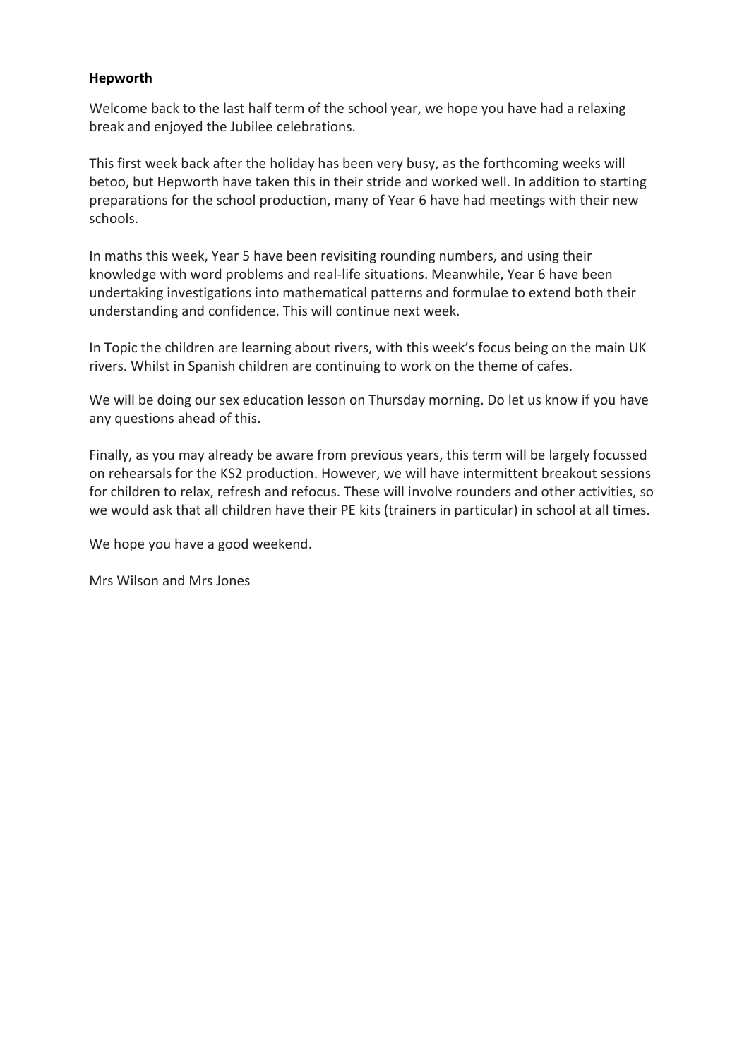**Hepworth**

Welcome back to the last half term of the school year, we hope you have had a relaxing break and enjoyed the Jubilee celebrations.

This first week back after the holiday has been very busy, as the forthcoming weeks will betoo, but Hepworth have taken this in their stride and worked well. In addition to starting preparations for the school production, many of Year 6 have had meetings with their new schools.

In maths this week, Year 5 have been revisiting rounding numbers, and using their knowledge with word problems and real-life situations. Meanwhile, Year 6 have been undertaking investigations into mathematical patterns and formulae to extend both their understanding and confidence. This will continue next week.

In Topic the children are learning about rivers, with this week's focus being on the main UK rivers. Whilst in Spanish children are continuing to work on the theme of cafes.

We will be doing our sex education lesson on Thursday morning. Do let us know if you have any questions ahead of this.

Finally, as you may already be aware from previous years, this term will be largely focussed on rehearsals for the KS2 production. However, we will have intermittent breakout sessions for children to relax, refresh and refocus. These will involve rounders and other activities, so we would ask that all children have their PE kits (trainers in particular) in school at all times.

We hope you have a good weekend.

Mrs Wilson and Mrs Jones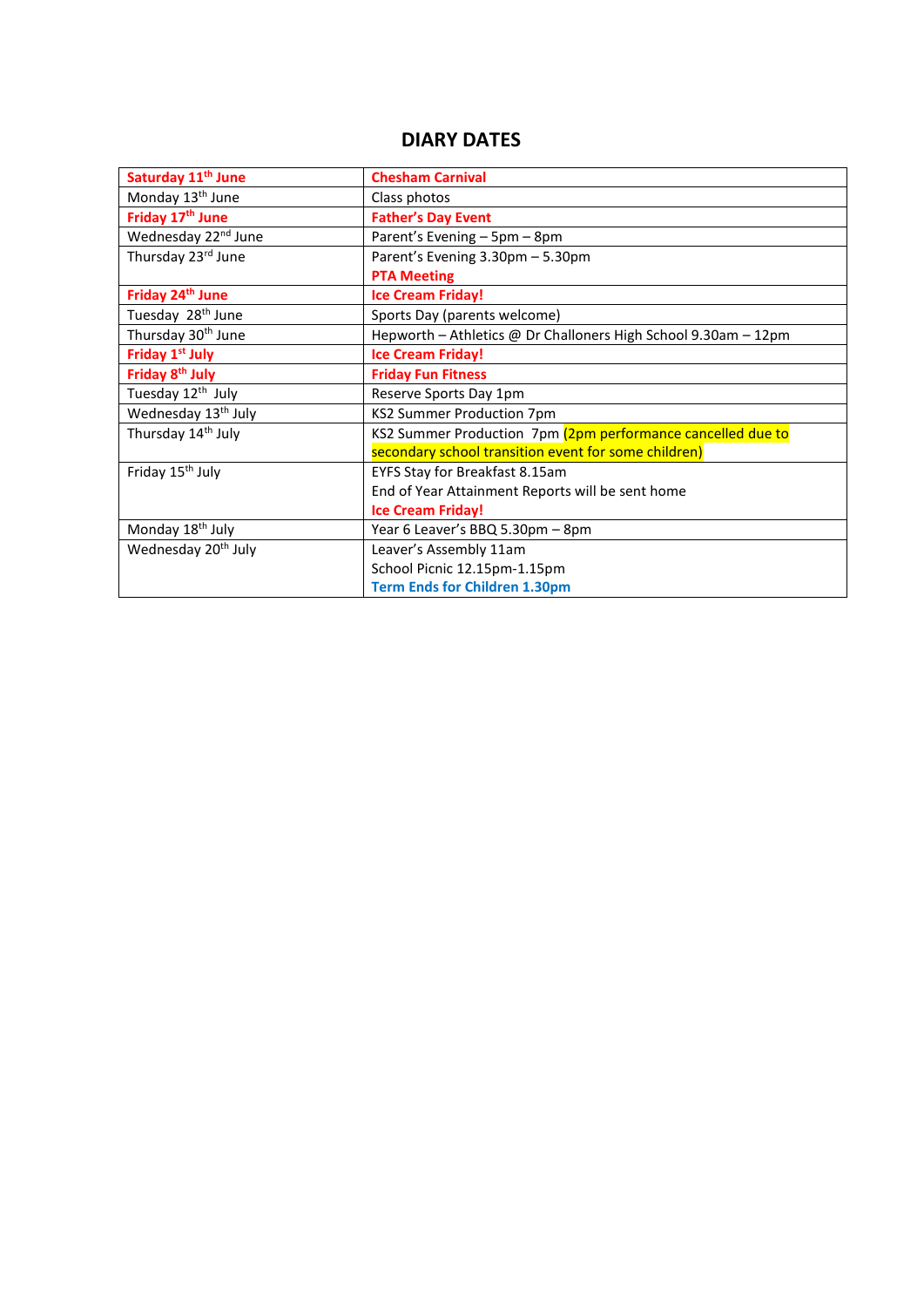# DIARY DATES

| | |
|---|---|
| **Saturday 11th June** | **Chesham Carnival** |
| Monday 13th June | Class photos |
| **Friday 17th June** | **Father's Day Event** |
| Wednesday 22nd June | Parent's Evening – 5pm – 8pm |
| Thursday 23rd June | Parent's Evening 3.30pm – 5.30pm<br>**PTA Meeting** |
| **Friday 24th June** | **Ice Cream Friday!** |
| Tuesday 28th June | Sports Day (parents welcome) |
| Thursday 30th June | Hepworth – Athletics @ Dr Challoners High School 9.30am – 12pm |
| **Friday 1st July** | **Ice Cream Friday!** |
| **Friday 8th July** | **Friday Fun Fitness** |
| Tuesday 12th July | Reserve Sports Day 1pm |
| Wednesday 13th July | KS2 Summer Production 7pm |
| Thursday 14th July | KS2 Summer Production 7pm (2pm performance cancelled due to secondary school transition event for some children) |
| Friday 15th July | EYFS Stay for Breakfast 8.15am<br>End of Year Attainment Reports will be sent home<br>**Ice Cream Friday!** |
| Monday 18th July | Year 6 Leaver's BBQ 5.30pm – 8pm |
| Wednesday 20th July | Leaver's Assembly 11am<br>School Picnic 12.15pm-1.15pm<br>**Term Ends for Children 1.30pm** |